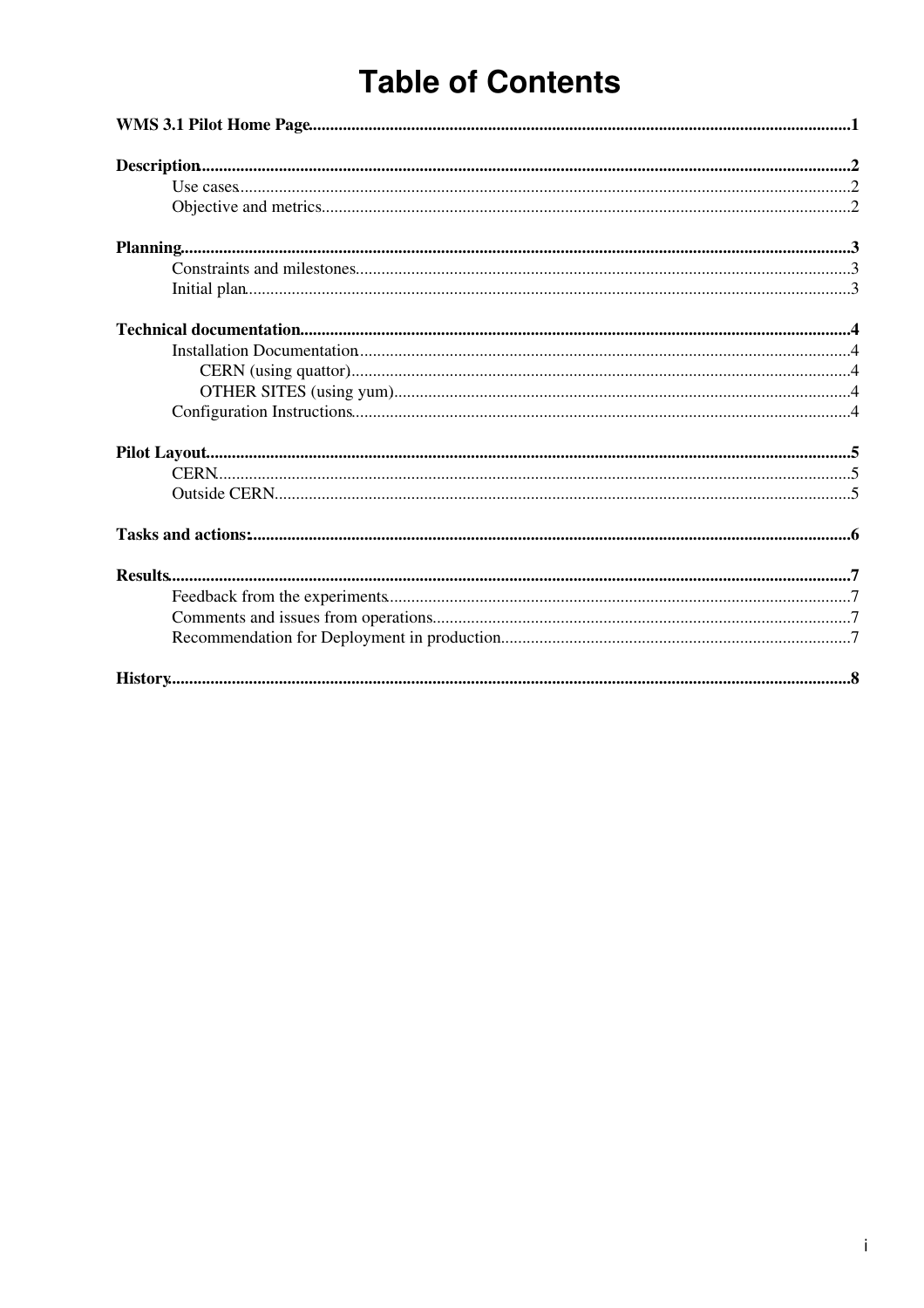# Table of Contents

**WMS 3.1 Pilot Home Page**.....1

**Description**.....2

- Use cases.....2
- Objective and metrics.....2

**Planning**.....3

- Constraints and milestones.....3
- Initial plan.....3

**Technical documentation**.....4

- Installation Documentation.....4
  - CERN (using quattor).....4
  - OTHER SITES (using yum).....4
- Configuration Instructions.....4

**Pilot Layout**.....5

- CERN.....5
- Outside CERN.....5

**Tasks and actions:**.....6

**Results**.....7

- Feedback from the experiments.....7
- Comments and issues from operations.....7
- Recommendation for Deployment in production.....7

**History**.....8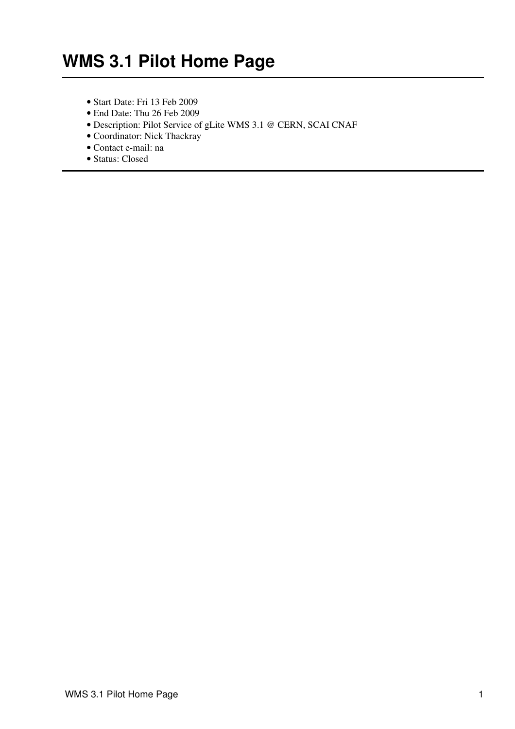# WMS 3.1 Pilot Home Page

- Start Date: Fri 13 Feb 2009
- End Date: Thu 26 Feb 2009
- Description: Pilot Service of gLite WMS 3.1 @ CERN, SCAI CNAF
- Coordinator: Nick Thackray
- Contact e-mail: na
- Status: Closed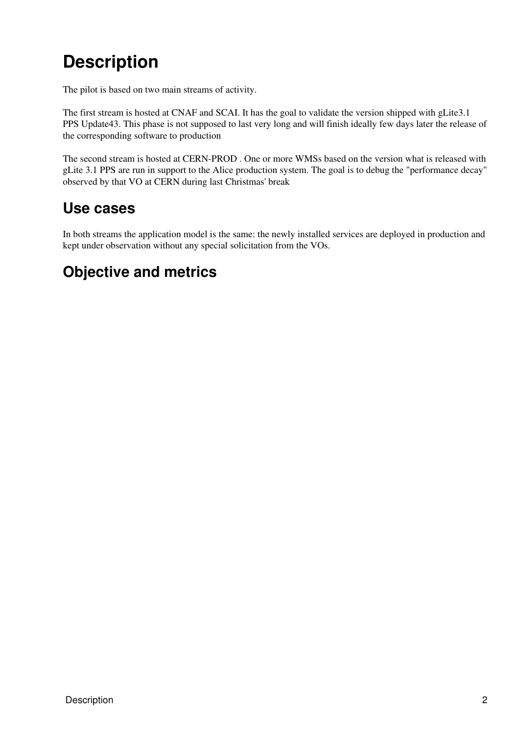# Description

The pilot is based on two main streams of activity.

The first stream is hosted at CNAF and SCAI. It has the goal to validate the version shipped with gLite3.1 PPS Update43. This phase is not supposed to last very long and will finish ideally few days later the release of the corresponding software to production

The second stream is hosted at CERN-PROD . One or more WMSs based on the version what is released with gLite 3.1 PPS are run in support to the Alice production system. The goal is to debug the "performance decay" observed by that VO at CERN during last Christmas' break

## Use cases

In both streams the application model is the same: the newly installed services are deployed in production and kept under observation without any special solicitation from the VOs.

## Objective and metrics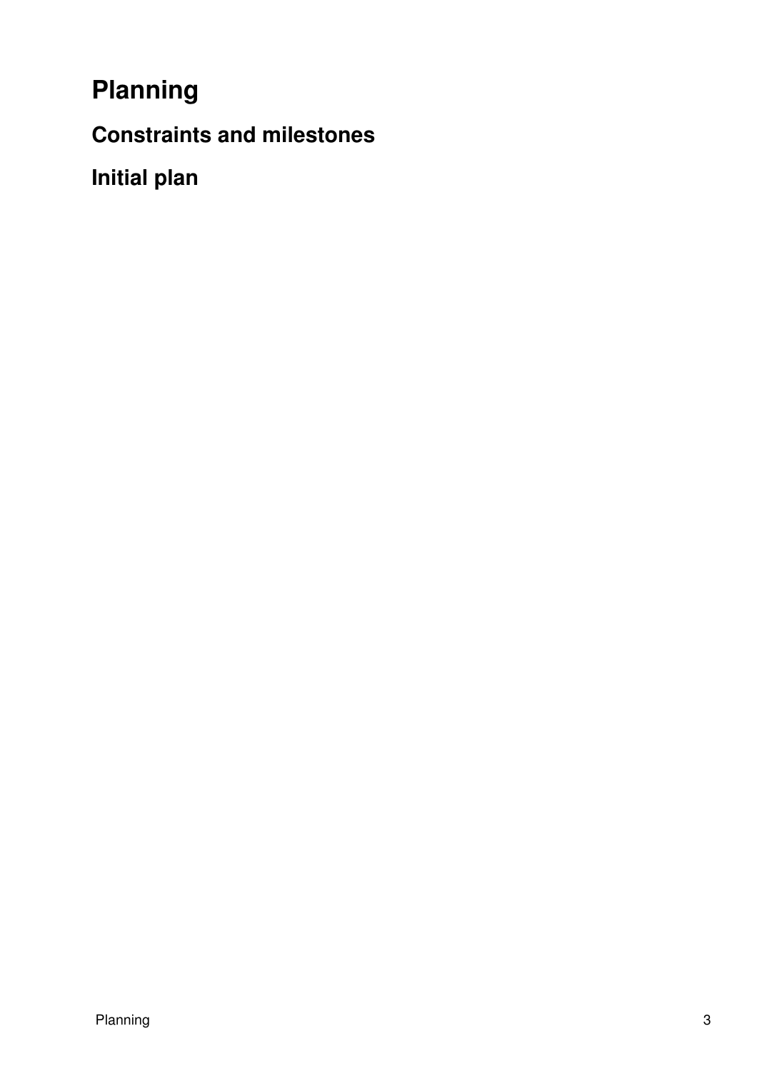# Planning

## Constraints and milestones

## Initial plan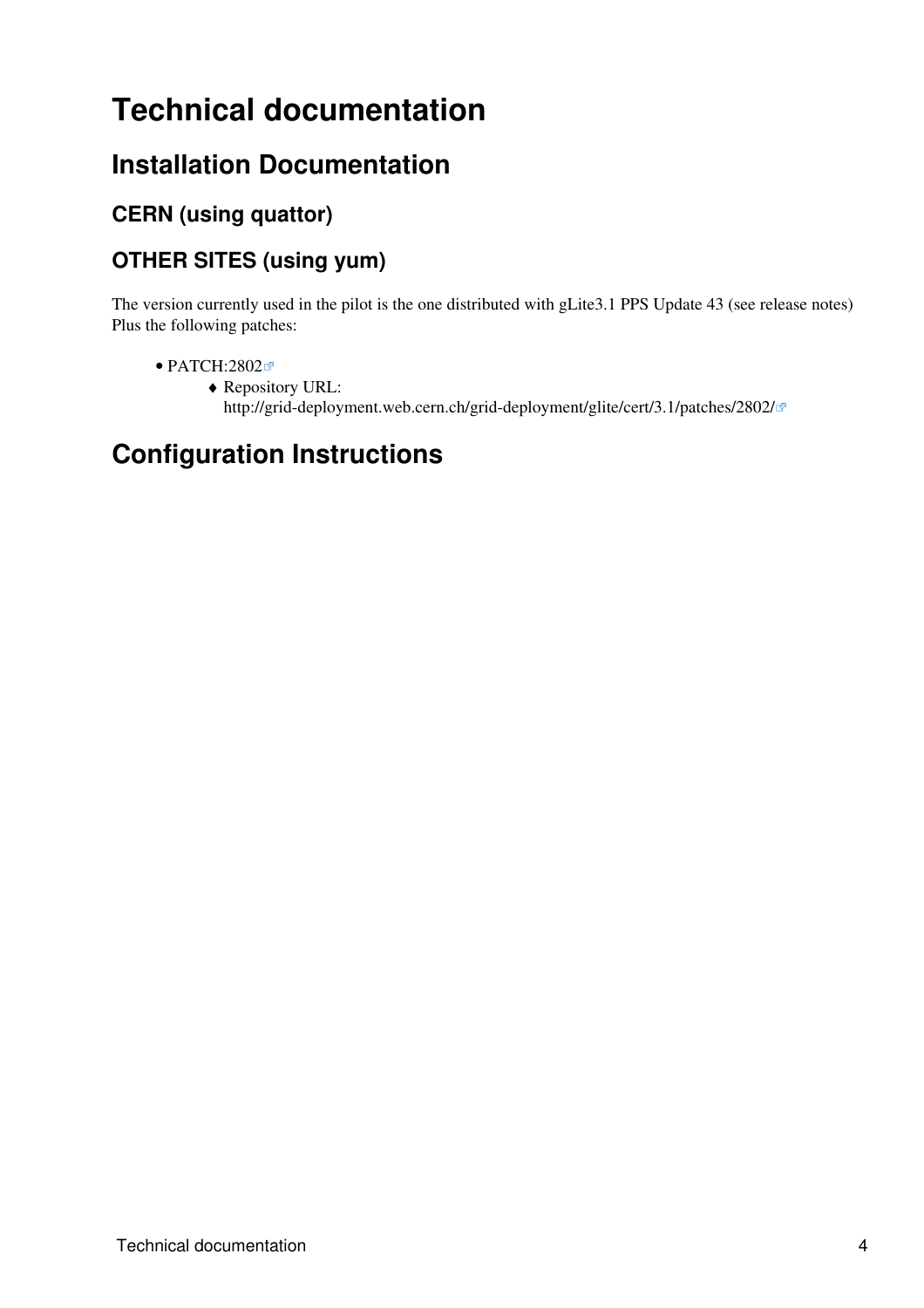# Technical documentation

## Installation Documentation

### CERN (using quattor)

### OTHER SITES (using yum)

The version currently used in the pilot is the one distributed with gLite3.1 PPS Update 43 (see release notes) Plus the following patches:

- PATCH:2802
    - Repository URL: http://grid-deployment.web.cern.ch/grid-deployment/glite/cert/3.1/patches/2802/

# Configuration Instructions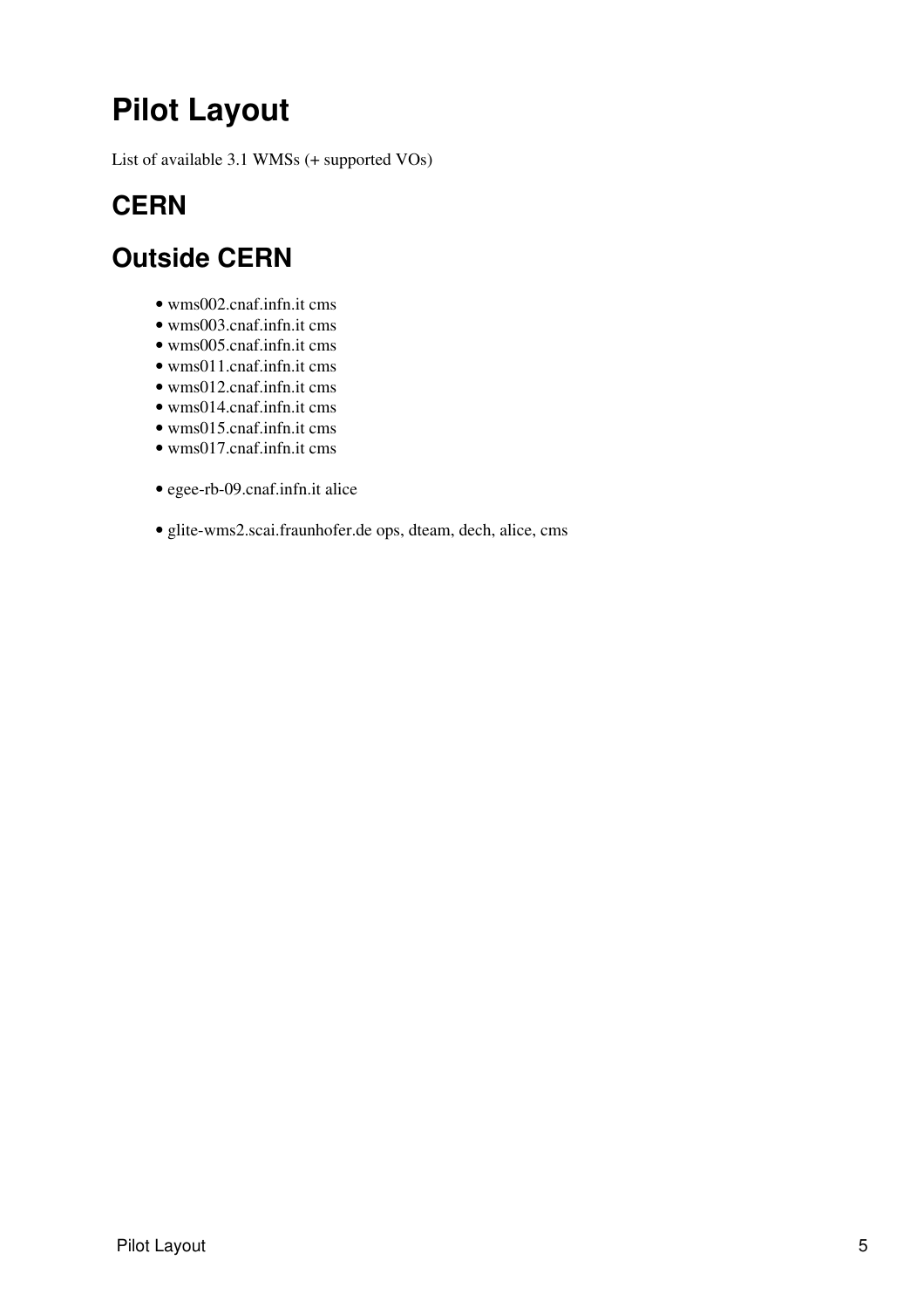# Pilot Layout

List of available 3.1 WMSs (+ supported VOs)

## CERN

## Outside CERN

- wms002.cnaf.infn.it cms
- wms003.cnaf.infn.it cms
- wms005.cnaf.infn.it cms
- wms011.cnaf.infn.it cms
- wms012.cnaf.infn.it cms
- wms014.cnaf.infn.it cms
- wms015.cnaf.infn.it cms
- wms017.cnaf.infn.it cms

- egee-rb-09.cnaf.infn.it alice

- glite-wms2.scai.fraunhofer.de ops, dteam, dech, alice, cms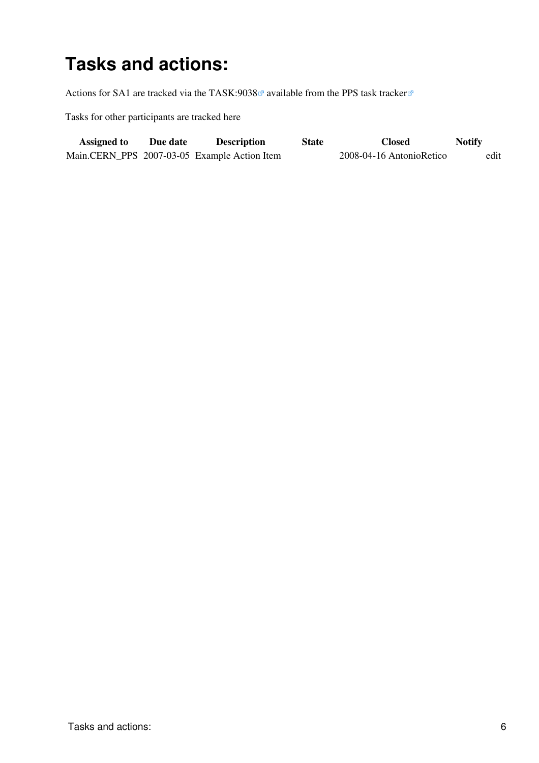# Tasks and actions:

Actions for SA1 are tracked via the TASK:9038 available from the PPS task tracker

Tasks for other participants are tracked here

| Assigned to | Due date | Description | State | Closed | Notify | |
|---|---|---|---|---|---|---|
| Main.CERN_PPS | 2007-03-05 | Example Action Item | | 2008-04-16 AntonioRetico | | edit |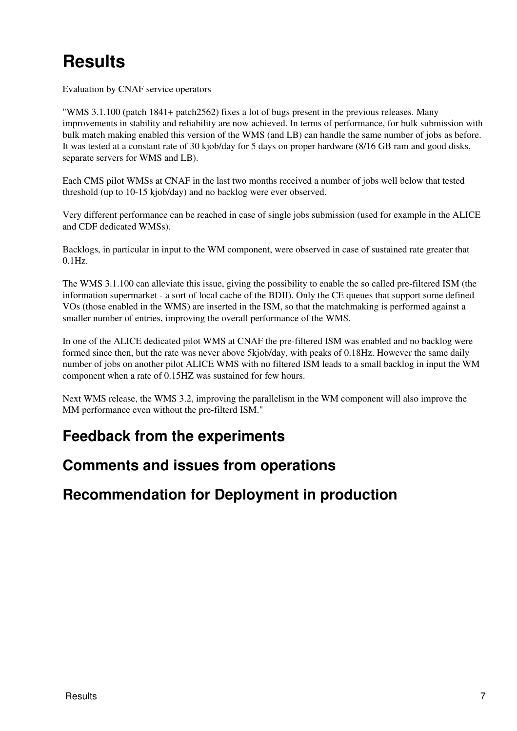# Results

Evaluation by CNAF service operators

"WMS 3.1.100 (patch 1841+ patch2562) fixes a lot of bugs present in the previous releases. Many improvements in stability and reliability are now achieved. In terms of performance, for bulk submission with bulk match making enabled this version of the WMS (and LB) can handle the same number of jobs as before. It was tested at a constant rate of 30 kjob/day for 5 days on proper hardware (8/16 GB ram and good disks, separate servers for WMS and LB).

Each CMS pilot WMSs at CNAF in the last two months received a number of jobs well below that tested threshold (up to 10-15 kjob/day) and no backlog were ever observed.

Very different performance can be reached in case of single jobs submission (used for example in the ALICE and CDF dedicated WMSs).

Backlogs, in particular in input to the WM component, were observed in case of sustained rate greater that 0.1Hz.

The WMS 3.1.100 can alleviate this issue, giving the possibility to enable the so called pre-filtered ISM (the information supermarket - a sort of local cache of the BDII). Only the CE queues that support some defined VOs (those enabled in the WMS) are inserted in the ISM, so that the matchmaking is performed against a smaller number of entries, improving the overall performance of the WMS.

In one of the ALICE dedicated pilot WMS at CNAF the pre-filtered ISM was enabled and no backlog were formed since then, but the rate was never above 5kjob/day, with peaks of 0.18Hz. However the same daily number of jobs on another pilot ALICE WMS with no filtered ISM leads to a small backlog in input the WM component when a rate of 0.15HZ was sustained for few hours.

Next WMS release, the WMS 3.2, improving the parallelism in the WM component will also improve the MM performance even without the pre-filterd ISM."

## Feedback from the experiments

## Comments and issues from operations

## Recommendation for Deployment in production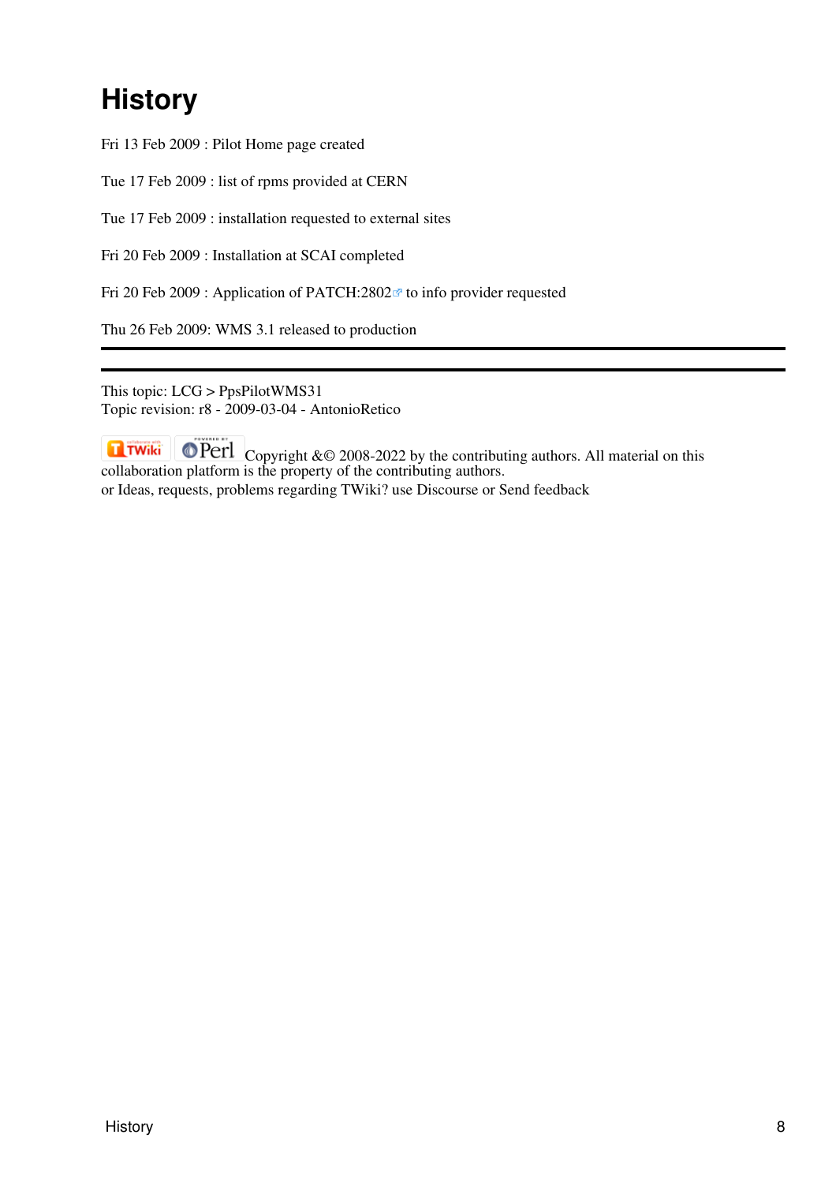# History

Fri 13 Feb 2009 : Pilot Home page created

Tue 17 Feb 2009 : list of rpms provided at CERN

Tue 17 Feb 2009 : installation requested to external sites

Fri 20 Feb 2009 : Installation at SCAI completed

Fri 20 Feb 2009 : Application of PATCH:2802 to info provider requested

Thu 26 Feb 2009: WMS 3.1 released to production

---

---

This topic: LCG > PpsPilotWMS31
Topic revision: r8 - 2009-03-04 - AntonioRetico

Copyright &© 2008-2022 by the contributing authors. All material on this collaboration platform is the property of the contributing authors.
or Ideas, requests, problems regarding TWiki? use Discourse or Send feedback